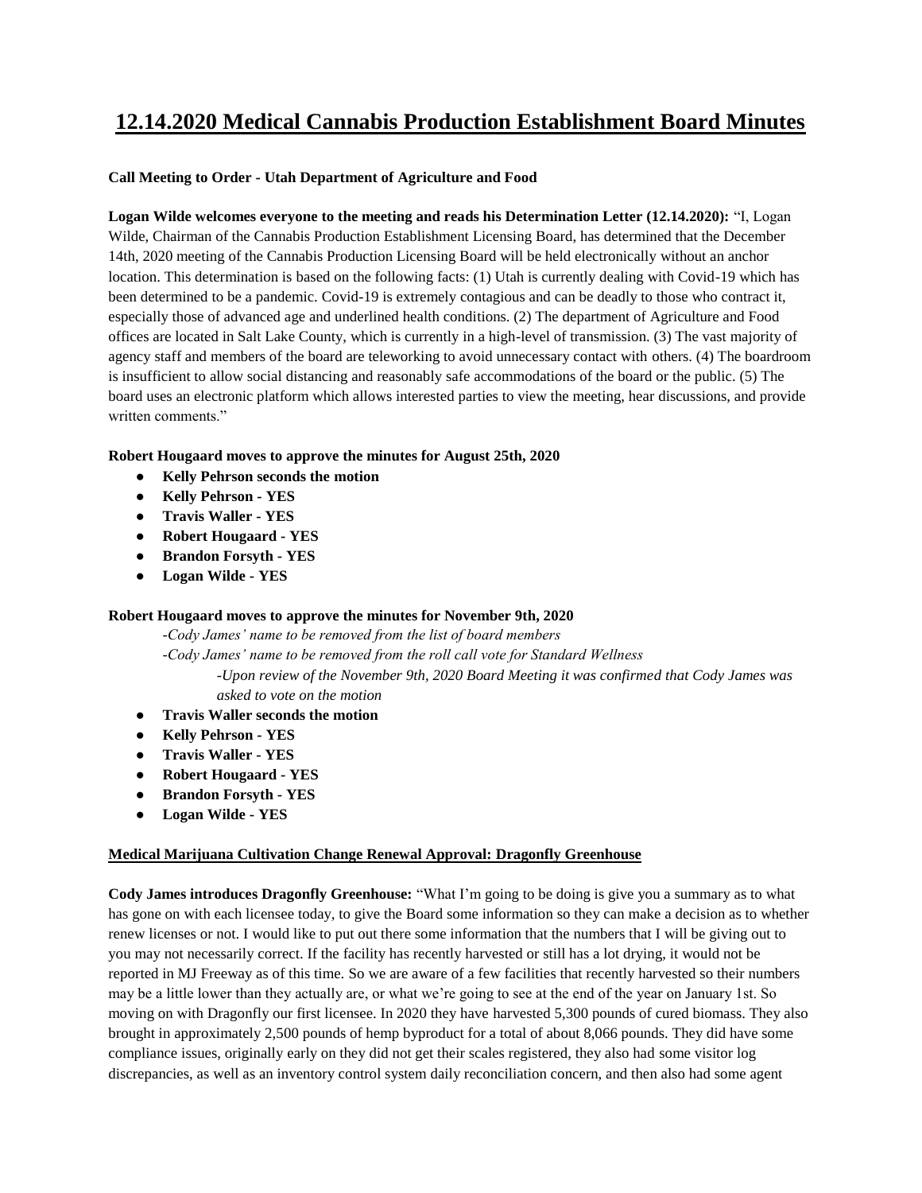# 12.14.2020 Medical Cannabis Production Establishment Board Minutes

**Call Meeting to Order - Utah Department of Agriculture and Food**

**Logan Wilde welcomes everyone to the meeting and reads his Determination Letter (12.14.2020):** "I, Logan Wilde, Chairman of the Cannabis Production Establishment Licensing Board, has determined that the December 14th, 2020 meeting of the Cannabis Production Licensing Board will be held electronically without an anchor location. This determination is based on the following facts: (1) Utah is currently dealing with Covid-19 which has been determined to be a pandemic. Covid-19 is extremely contagious and can be deadly to those who contract it, especially those of advanced age and underlined health conditions. (2) The department of Agriculture and Food offices are located in Salt Lake County, which is currently in a high-level of transmission. (3) The vast majority of agency staff and members of the board are teleworking to avoid unnecessary contact with others. (4) The boardroom is insufficient to allow social distancing and reasonably safe accommodations of the board or the public. (5) The board uses an electronic platform which allows interested parties to view the meeting, hear discussions, and provide written comments."

**Robert Hougaard moves to approve the minutes for August 25th, 2020**

- **Kelly Pehrson seconds the motion**
- **Kelly Pehrson - YES**
- **Travis Waller - YES**
- **Robert Hougaard - YES**
- **Brandon Forsyth - YES**
- **Logan Wilde - YES**

**Robert Hougaard moves to approve the minutes for November 9th, 2020**

*-Cody James' name to be removed from the list of board members*

*-Cody James' name to be removed from the roll call vote for Standard Wellness*

*-Upon review of the November 9th, 2020 Board Meeting it was confirmed that Cody James was asked to vote on the motion*

- **Travis Waller seconds the motion**
- **Kelly Pehrson - YES**
- **Travis Waller - YES**
- **Robert Hougaard - YES**
- **Brandon Forsyth - YES**
- **Logan Wilde - YES**

**Medical Marijuana Cultivation Change Renewal Approval: Dragonfly Greenhouse**

**Cody James introduces Dragonfly Greenhouse:** "What I'm going to be doing is give you a summary as to what has gone on with each licensee today, to give the Board some information so they can make a decision as to whether renew licenses or not. I would like to put out there some information that the numbers that I will be giving out to you may not necessarily correct. If the facility has recently harvested or still has a lot drying, it would not be reported in MJ Freeway as of this time. So we are aware of a few facilities that recently harvested so their numbers may be a little lower than they actually are, or what we're going to see at the end of the year on January 1st. So moving on with Dragonfly our first licensee. In 2020 they have harvested 5,300 pounds of cured biomass. They also brought in approximately 2,500 pounds of hemp byproduct for a total of about 8,066 pounds. They did have some compliance issues, originally early on they did not get their scales registered, they also had some visitor log discrepancies, as well as an inventory control system daily reconciliation concern, and then also had some agent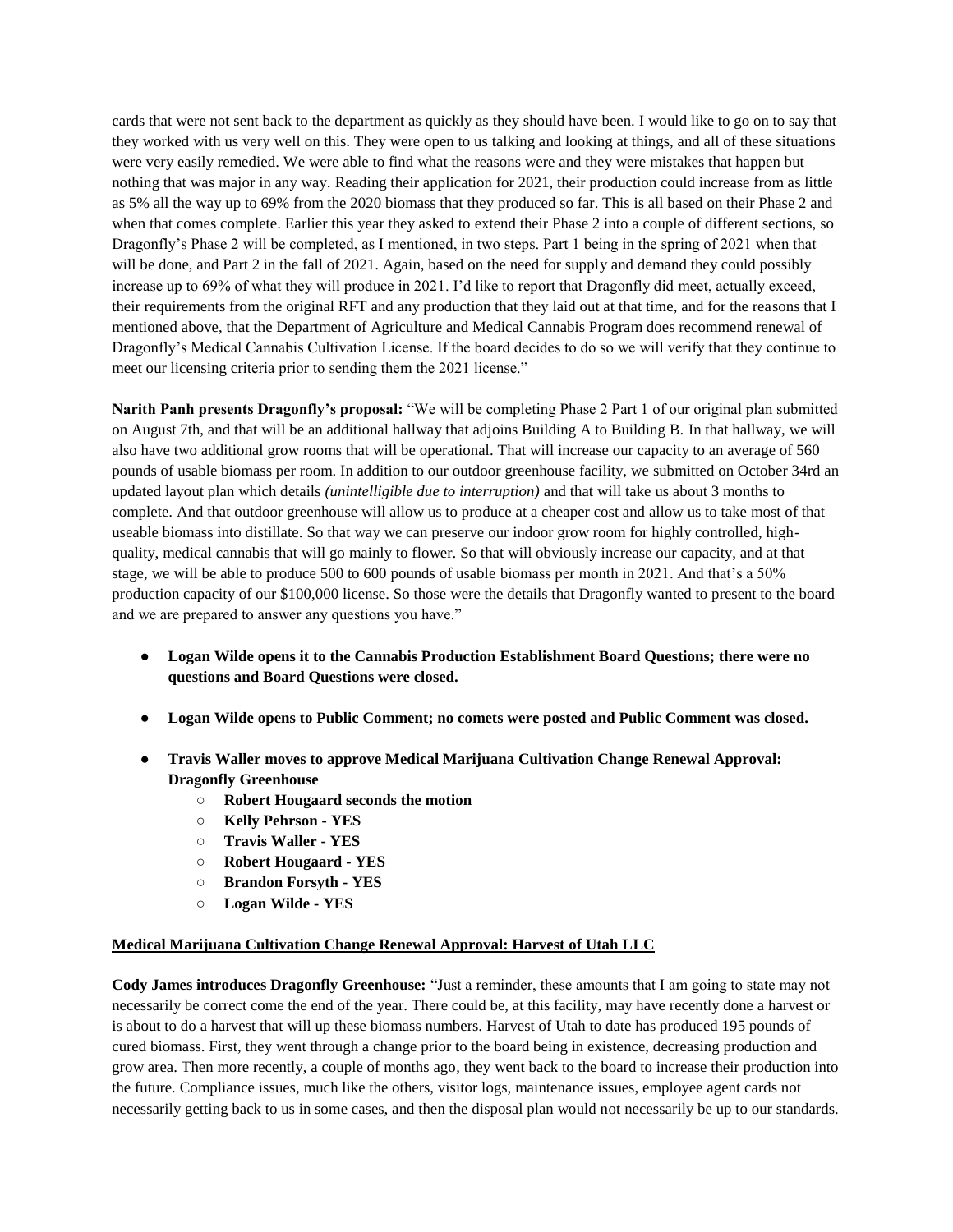cards that were not sent back to the department as quickly as they should have been. I would like to go on to say that they worked with us very well on this. They were open to us talking and looking at things, and all of these situations were very easily remedied. We were able to find what the reasons were and they were mistakes that happen but nothing that was major in any way. Reading their application for 2021, their production could increase from as little as 5% all the way up to 69% from the 2020 biomass that they produced so far. This is all based on their Phase 2 and when that comes complete. Earlier this year they asked to extend their Phase 2 into a couple of different sections, so Dragonfly's Phase 2 will be completed, as I mentioned, in two steps. Part 1 being in the spring of 2021 when that will be done, and Part 2 in the fall of 2021. Again, based on the need for supply and demand they could possibly increase up to 69% of what they will produce in 2021. I'd like to report that Dragonfly did meet, actually exceed, their requirements from the original RFT and any production that they laid out at that time, and for the reasons that I mentioned above, that the Department of Agriculture and Medical Cannabis Program does recommend renewal of Dragonfly's Medical Cannabis Cultivation License. If the board decides to do so we will verify that they continue to meet our licensing criteria prior to sending them the 2021 license."

**Narith Panh presents Dragonfly's proposal:** "We will be completing Phase 2 Part 1 of our original plan submitted on August 7th, and that will be an additional hallway that adjoins Building A to Building B. In that hallway, we will also have two additional grow rooms that will be operational. That will increase our capacity to an average of 560 pounds of usable biomass per room. In addition to our outdoor greenhouse facility, we submitted on October 34rd an updated layout plan which details *(unintelligible due to interruption)* and that will take us about 3 months to complete. And that outdoor greenhouse will allow us to produce at a cheaper cost and allow us to take most of that useable biomass into distillate. So that way we can preserve our indoor grow room for highly controlled, high-quality, medical cannabis that will go mainly to flower. So that will obviously increase our capacity, and at that stage, we will be able to produce 500 to 600 pounds of usable biomass per month in 2021. And that's a 50% production capacity of our $100,000 license. So those were the details that Dragonfly wanted to present to the board and we are prepared to answer any questions you have."

- **Logan Wilde opens it to the Cannabis Production Establishment Board Questions; there were no questions and Board Questions were closed.**
- **Logan Wilde opens to Public Comment; no comets were posted and Public Comment was closed.**
- **Travis Waller moves to approve Medical Marijuana Cultivation Change Renewal Approval: Dragonfly Greenhouse**
  - **Robert Hougaard seconds the motion**
  - **Kelly Pehrson - YES**
  - **Travis Waller - YES**
  - **Robert Hougaard - YES**
  - **Brandon Forsyth - YES**
  - **Logan Wilde - YES**

**Medical Marijuana Cultivation Change Renewal Approval: Harvest of Utah LLC**

**Cody James introduces Dragonfly Greenhouse:** "Just a reminder, these amounts that I am going to state may not necessarily be correct come the end of the year. There could be, at this facility, may have recently done a harvest or is about to do a harvest that will up these biomass numbers. Harvest of Utah to date has produced 195 pounds of cured biomass. First, they went through a change prior to the board being in existence, decreasing production and grow area. Then more recently, a couple of months ago, they went back to the board to increase their production into the future. Compliance issues, much like the others, visitor logs, maintenance issues, employee agent cards not necessarily getting back to us in some cases, and then the disposal plan would not necessarily be up to our standards.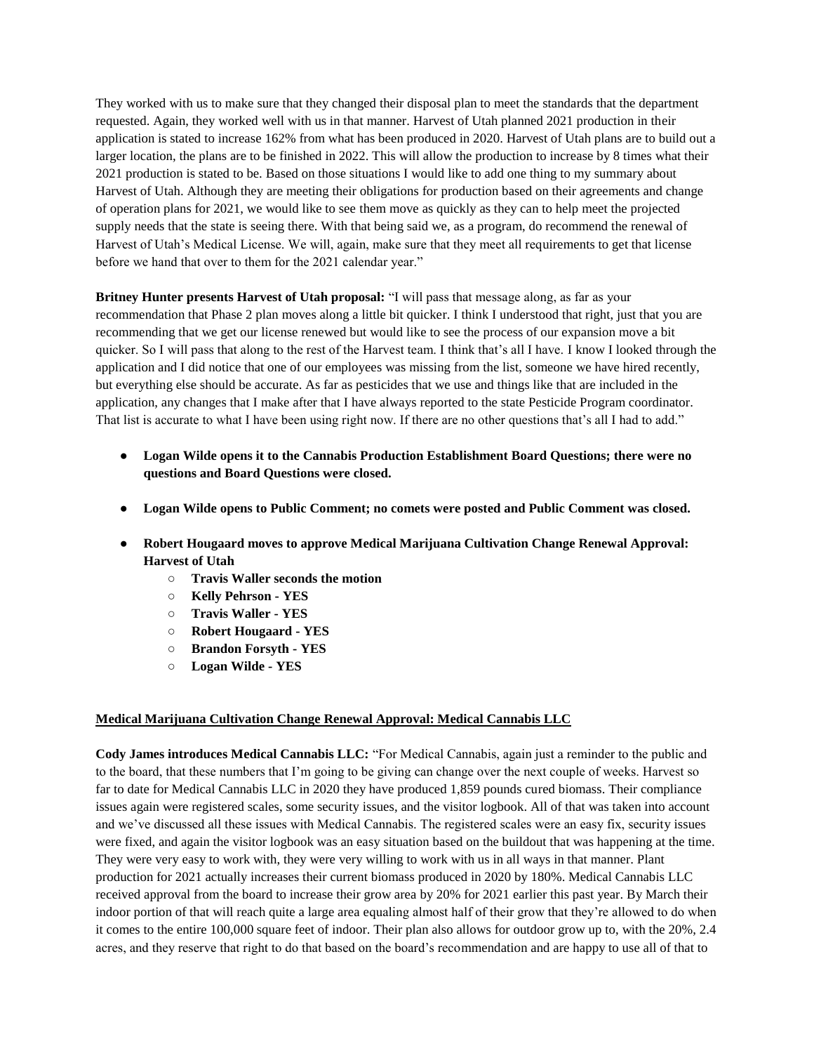They worked with us to make sure that they changed their disposal plan to meet the standards that the department requested. Again, they worked well with us in that manner. Harvest of Utah planned 2021 production in their application is stated to increase 162% from what has been produced in 2020. Harvest of Utah plans are to build out a larger location, the plans are to be finished in 2022. This will allow the production to increase by 8 times what their 2021 production is stated to be. Based on those situations I would like to add one thing to my summary about Harvest of Utah. Although they are meeting their obligations for production based on their agreements and change of operation plans for 2021, we would like to see them move as quickly as they can to help meet the projected supply needs that the state is seeing there. With that being said we, as a program, do recommend the renewal of Harvest of Utah's Medical License. We will, again, make sure that they meet all requirements to get that license before we hand that over to them for the 2021 calendar year."

**Britney Hunter presents Harvest of Utah proposal:** "I will pass that message along, as far as your recommendation that Phase 2 plan moves along a little bit quicker. I think I understood that right, just that you are recommending that we get our license renewed but would like to see the process of our expansion move a bit quicker. So I will pass that along to the rest of the Harvest team. I think that's all I have. I know I looked through the application and I did notice that one of our employees was missing from the list, someone we have hired recently, but everything else should be accurate. As far as pesticides that we use and things like that are included in the application, any changes that I make after that I have always reported to the state Pesticide Program coordinator. That list is accurate to what I have been using right now. If there are no other questions that's all I had to add."

- **Logan Wilde opens it to the Cannabis Production Establishment Board Questions; there were no questions and Board Questions were closed.**
- **Logan Wilde opens to Public Comment; no comets were posted and Public Comment was closed.**
- **Robert Hougaard moves to approve Medical Marijuana Cultivation Change Renewal Approval: Harvest of Utah**
  - **Travis Waller seconds the motion**
  - **Kelly Pehrson - YES**
  - **Travis Waller - YES**
  - **Robert Hougaard - YES**
  - **Brandon Forsyth - YES**
  - **Logan Wilde - YES**

**Medical Marijuana Cultivation Change Renewal Approval: Medical Cannabis LLC**

**Cody James introduces Medical Cannabis LLC:** "For Medical Cannabis, again just a reminder to the public and to the board, that these numbers that I'm going to be giving can change over the next couple of weeks. Harvest so far to date for Medical Cannabis LLC in 2020 they have produced 1,859 pounds cured biomass. Their compliance issues again were registered scales, some security issues, and the visitor logbook. All of that was taken into account and we've discussed all these issues with Medical Cannabis. The registered scales were an easy fix, security issues were fixed, and again the visitor logbook was an easy situation based on the buildout that was happening at the time. They were very easy to work with, they were very willing to work with us in all ways in that manner. Plant production for 2021 actually increases their current biomass produced in 2020 by 180%. Medical Cannabis LLC received approval from the board to increase their grow area by 20% for 2021 earlier this past year. By March their indoor portion of that will reach quite a large area equaling almost half of their grow that they're allowed to do when it comes to the entire 100,000 square feet of indoor. Their plan also allows for outdoor grow up to, with the 20%, 2.4 acres, and they reserve that right to do that based on the board's recommendation and are happy to use all of that to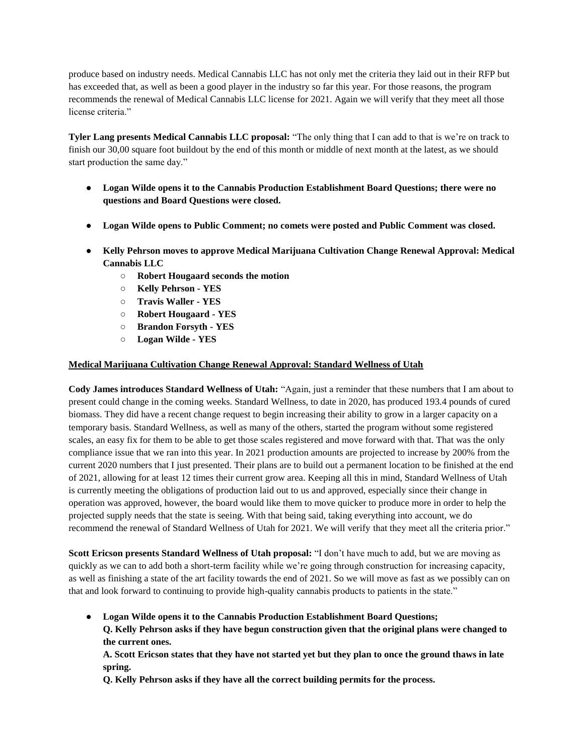produce based on industry needs. Medical Cannabis LLC has not only met the criteria they laid out in their RFP but has exceeded that, as well as been a good player in the industry so far this year. For those reasons, the program recommends the renewal of Medical Cannabis LLC license for 2021. Again we will verify that they meet all those license criteria."

**Tyler Lang presents Medical Cannabis LLC proposal:** "The only thing that I can add to that is we're on track to finish our 30,00 square foot buildout by the end of this month or middle of next month at the latest, as we should start production the same day."

- **Logan Wilde opens it to the Cannabis Production Establishment Board Questions; there were no questions and Board Questions were closed.**
- **Logan Wilde opens to Public Comment; no comets were posted and Public Comment was closed.**
- **Kelly Pehrson moves to approve Medical Marijuana Cultivation Change Renewal Approval: Medical Cannabis LLC**
  - **Robert Hougaard seconds the motion**
  - **Kelly Pehrson - YES**
  - **Travis Waller - YES**
  - **Robert Hougaard - YES**
  - **Brandon Forsyth - YES**
  - **Logan Wilde - YES**

**<u>Medical Marijuana Cultivation Change Renewal Approval: Standard Wellness of Utah</u>**

**Cody James introduces Standard Wellness of Utah:** "Again, just a reminder that these numbers that I am about to present could change in the coming weeks. Standard Wellness, to date in 2020, has produced 193.4 pounds of cured biomass. They did have a recent change request to begin increasing their ability to grow in a larger capacity on a temporary basis. Standard Wellness, as well as many of the others, started the program without some registered scales, an easy fix for them to be able to get those scales registered and move forward with that. That was the only compliance issue that we ran into this year. In 2021 production amounts are projected to increase by 200% from the current 2020 numbers that I just presented. Their plans are to build out a permanent location to be finished at the end of 2021, allowing for at least 12 times their current grow area. Keeping all this in mind, Standard Wellness of Utah is currently meeting the obligations of production laid out to us and approved, especially since their change in operation was approved, however, the board would like them to move quicker to produce more in order to help the projected supply needs that the state is seeing. With that being said, taking everything into account, we do recommend the renewal of Standard Wellness of Utah for 2021. We will verify that they meet all the criteria prior."

**Scott Ericson presents Standard Wellness of Utah proposal:** "I don't have much to add, but we are moving as quickly as we can to add both a short-term facility while we're going through construction for increasing capacity, as well as finishing a state of the art facility towards the end of 2021. So we will move as fast as we possibly can on that and look forward to continuing to provide high-quality cannabis products to patients in the state."

- **Logan Wilde opens it to the Cannabis Production Establishment Board Questions;**
  **Q. Kelly Pehrson asks if they have begun construction given that the original plans were changed to the current ones.**
  **A. Scott Ericson states that they have not started yet but they plan to once the ground thaws in late spring.**
  **Q. Kelly Pehrson asks if they have all the correct building permits for the process.**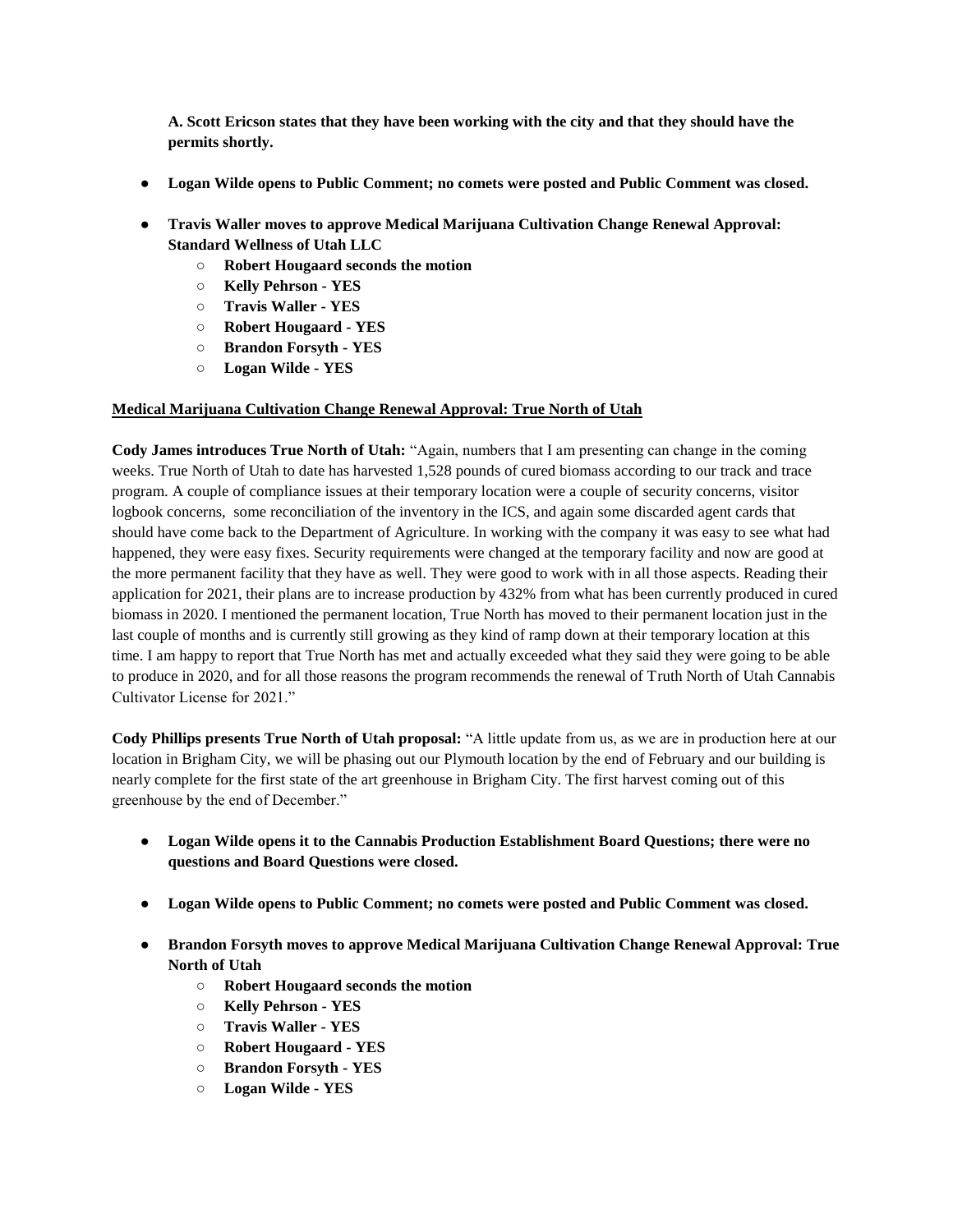**A. Scott Ericson states that they have been working with the city and that they should have the permits shortly.**

- **Logan Wilde opens to Public Comment; no comets were posted and Public Comment was closed.**

- **Travis Waller moves to approve Medical Marijuana Cultivation Change Renewal Approval: Standard Wellness of Utah LLC**
    - **Robert Hougaard seconds the motion**
    - **Kelly Pehrson - YES**
    - **Travis Waller - YES**
    - **Robert Hougaard - YES**
    - **Brandon Forsyth - YES**
    - **Logan Wilde - YES**

**Medical Marijuana Cultivation Change Renewal Approval: True North of Utah**

**Cody James introduces True North of Utah:** "Again, numbers that I am presenting can change in the coming weeks. True North of Utah to date has harvested 1,528 pounds of cured biomass according to our track and trace program. A couple of compliance issues at their temporary location were a couple of security concerns, visitor logbook concerns, some reconciliation of the inventory in the ICS, and again some discarded agent cards that should have come back to the Department of Agriculture. In working with the company it was easy to see what had happened, they were easy fixes. Security requirements were changed at the temporary facility and now are good at the more permanent facility that they have as well. They were good to work with in all those aspects. Reading their application for 2021, their plans are to increase production by 432% from what has been currently produced in cured biomass in 2020. I mentioned the permanent location, True North has moved to their permanent location just in the last couple of months and is currently still growing as they kind of ramp down at their temporary location at this time. I am happy to report that True North has met and actually exceeded what they said they were going to be able to produce in 2020, and for all those reasons the program recommends the renewal of Truth North of Utah Cannabis Cultivator License for 2021."

**Cody Phillips presents True North of Utah proposal:** "A little update from us, as we are in production here at our location in Brigham City, we will be phasing out our Plymouth location by the end of February and our building is nearly complete for the first state of the art greenhouse in Brigham City. The first harvest coming out of this greenhouse by the end of December."

- **Logan Wilde opens it to the Cannabis Production Establishment Board Questions; there were no questions and Board Questions were closed.**

- **Logan Wilde opens to Public Comment; no comets were posted and Public Comment was closed.**

- **Brandon Forsyth moves to approve Medical Marijuana Cultivation Change Renewal Approval: True North of Utah**
    - **Robert Hougaard seconds the motion**
    - **Kelly Pehrson - YES**
    - **Travis Waller - YES**
    - **Robert Hougaard - YES**
    - **Brandon Forsyth - YES**
    - **Logan Wilde - YES**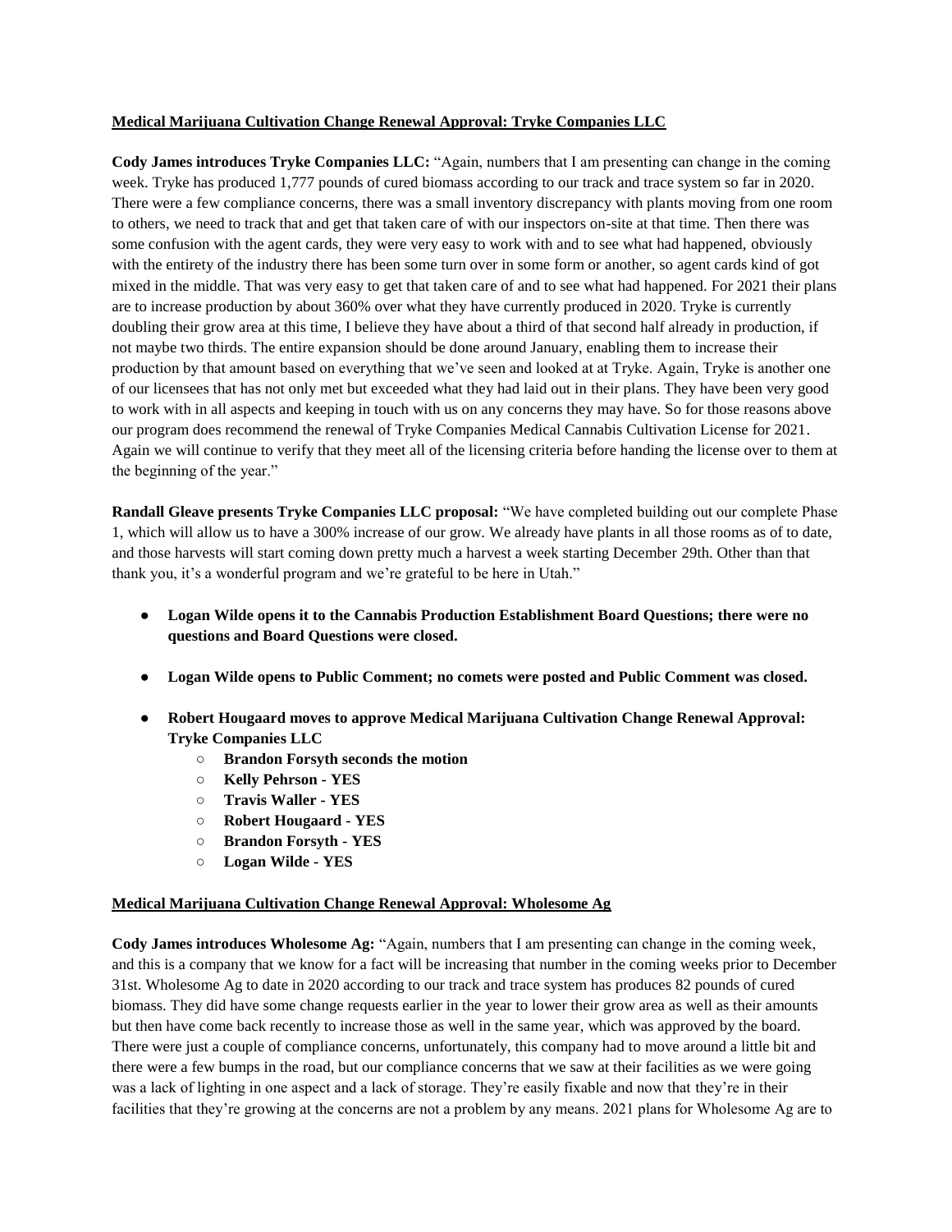**Medical Marijuana Cultivation Change Renewal Approval: Tryke Companies LLC**

**Cody James introduces Tryke Companies LLC:** "Again, numbers that I am presenting can change in the coming week. Tryke has produced 1,777 pounds of cured biomass according to our track and trace system so far in 2020. There were a few compliance concerns, there was a small inventory discrepancy with plants moving from one room to others, we need to track that and get that taken care of with our inspectors on-site at that time. Then there was some confusion with the agent cards, they were very easy to work with and to see what had happened, obviously with the entirety of the industry there has been some turn over in some form or another, so agent cards kind of got mixed in the middle. That was very easy to get that taken care of and to see what had happened. For 2021 their plans are to increase production by about 360% over what they have currently produced in 2020. Tryke is currently doubling their grow area at this time, I believe they have about a third of that second half already in production, if not maybe two thirds. The entire expansion should be done around January, enabling them to increase their production by that amount based on everything that we've seen and looked at at Tryke. Again, Tryke is another one of our licensees that has not only met but exceeded what they had laid out in their plans. They have been very good to work with in all aspects and keeping in touch with us on any concerns they may have. So for those reasons above our program does recommend the renewal of Tryke Companies Medical Cannabis Cultivation License for 2021. Again we will continue to verify that they meet all of the licensing criteria before handing the license over to them at the beginning of the year."

**Randall Gleave presents Tryke Companies LLC proposal:** "We have completed building out our complete Phase 1, which will allow us to have a 300% increase of our grow. We already have plants in all those rooms as of to date, and those harvests will start coming down pretty much a harvest a week starting December 29th. Other than that thank you, it's a wonderful program and we're grateful to be here in Utah."

- **Logan Wilde opens it to the Cannabis Production Establishment Board Questions; there were no questions and Board Questions were closed.**
- **Logan Wilde opens to Public Comment; no comets were posted and Public Comment was closed.**
- **Robert Hougaard moves to approve Medical Marijuana Cultivation Change Renewal Approval: Tryke Companies LLC**
  - **Brandon Forsyth seconds the motion**
  - **Kelly Pehrson - YES**
  - **Travis Waller - YES**
  - **Robert Hougaard - YES**
  - **Brandon Forsyth - YES**
  - **Logan Wilde - YES**

**Medical Marijuana Cultivation Change Renewal Approval: Wholesome Ag**

**Cody James introduces Wholesome Ag:** "Again, numbers that I am presenting can change in the coming week, and this is a company that we know for a fact will be increasing that number in the coming weeks prior to December 31st. Wholesome Ag to date in 2020 according to our track and trace system has produces 82 pounds of cured biomass. They did have some change requests earlier in the year to lower their grow area as well as their amounts but then have come back recently to increase those as well in the same year, which was approved by the board. There were just a couple of compliance concerns, unfortunately, this company had to move around a little bit and there were a few bumps in the road, but our compliance concerns that we saw at their facilities as we were going was a lack of lighting in one aspect and a lack of storage. They're easily fixable and now that they're in their facilities that they're growing at the concerns are not a problem by any means. 2021 plans for Wholesome Ag are to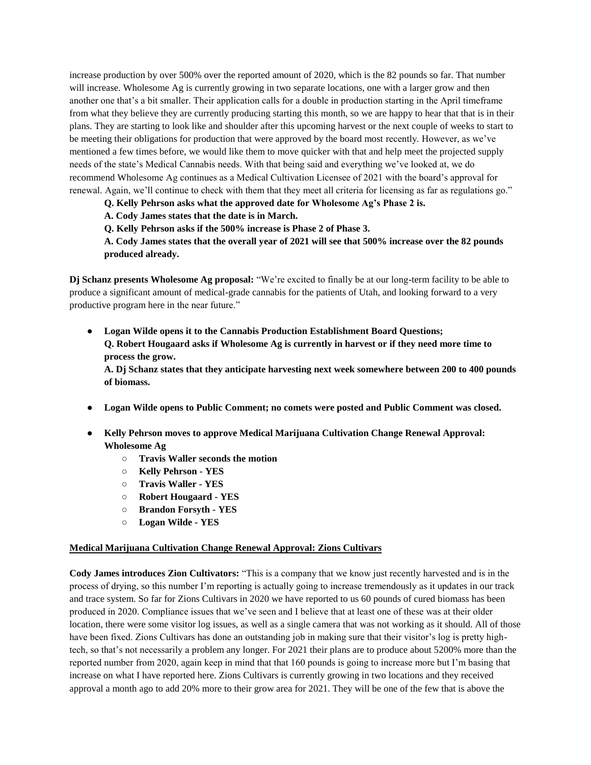increase production by over 500% over the reported amount of 2020, which is the 82 pounds so far. That number will increase. Wholesome Ag is currently growing in two separate locations, one with a larger grow and then another one that's a bit smaller. Their application calls for a double in production starting in the April timeframe from what they believe they are currently producing starting this month, so we are happy to hear that that is in their plans. They are starting to look like and shoulder after this upcoming harvest or the next couple of weeks to start to be meeting their obligations for production that were approved by the board most recently. However, as we've mentioned a few times before, we would like them to move quicker with that and help meet the projected supply needs of the state's Medical Cannabis needs. With that being said and everything we've looked at, we do recommend Wholesome Ag continues as a Medical Cultivation Licensee of 2021 with the board's approval for renewal. Again, we'll continue to check with them that they meet all criteria for licensing as far as regulations go."

**Q. Kelly Pehrson asks what the approved date for Wholesome Ag's Phase 2 is.**

**A. Cody James states that the date is in March.**

**Q. Kelly Pehrson asks if the 500% increase is Phase 2 of Phase 3.**

**A. Cody James states that the overall year of 2021 will see that 500% increase over the 82 pounds produced already.**

**Dj Schanz presents Wholesome Ag proposal:** "We're excited to finally be at our long-term facility to be able to produce a significant amount of medical-grade cannabis for the patients of Utah, and looking forward to a very productive program here in the near future."

- **Logan Wilde opens it to the Cannabis Production Establishment Board Questions;**
  **Q. Robert Hougaard asks if Wholesome Ag is currently in harvest or if they need more time to process the grow.**
  **A. Dj Schanz states that they anticipate harvesting next week somewhere between 200 to 400 pounds of biomass.**
- **Logan Wilde opens to Public Comment; no comets were posted and Public Comment was closed.**
- **Kelly Pehrson moves to approve Medical Marijuana Cultivation Change Renewal Approval: Wholesome Ag**
  - **Travis Waller seconds the motion**
  - **Kelly Pehrson - YES**
  - **Travis Waller - YES**
  - **Robert Hougaard - YES**
  - **Brandon Forsyth - YES**
  - **Logan Wilde - YES**

**Medical Marijuana Cultivation Change Renewal Approval: Zions Cultivars**

**Cody James introduces Zion Cultivators:** "This is a company that we know just recently harvested and is in the process of drying, so this number I'm reporting is actually going to increase tremendously as it updates in our track and trace system. So far for Zions Cultivars in 2020 we have reported to us 60 pounds of cured biomass has been produced in 2020. Compliance issues that we've seen and I believe that at least one of these was at their older location, there were some visitor log issues, as well as a single camera that was not working as it should. All of those have been fixed. Zions Cultivars has done an outstanding job in making sure that their visitor's log is pretty high-tech, so that's not necessarily a problem any longer. For 2021 their plans are to produce about 5200% more than the reported number from 2020, again keep in mind that that 160 pounds is going to increase more but I'm basing that increase on what I have reported here. Zions Cultivars is currently growing in two locations and they received approval a month ago to add 20% more to their grow area for 2021. They will be one of the few that is above the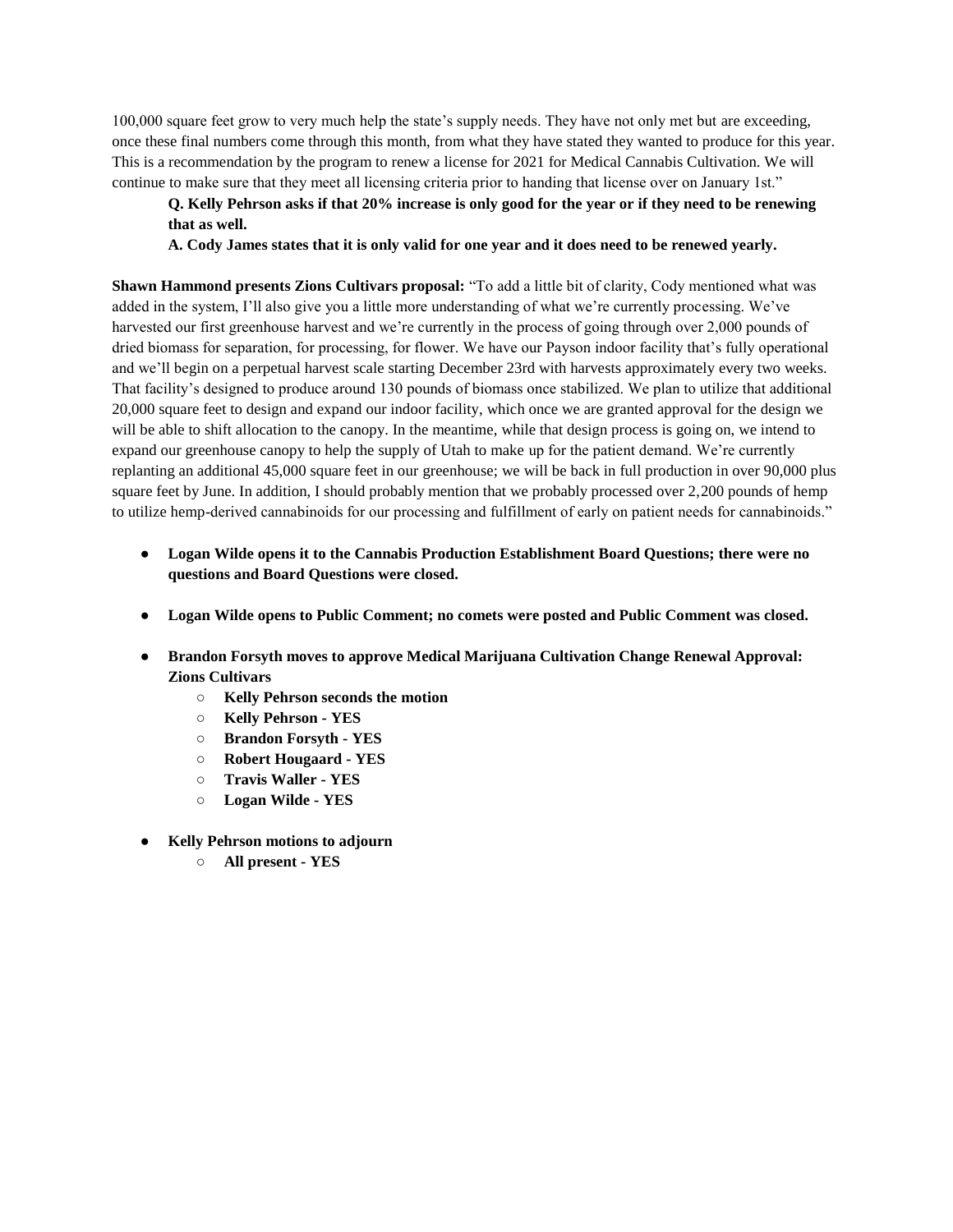100,000 square feet grow to very much help the state's supply needs. They have not only met but are exceeding, once these final numbers come through this month, from what they have stated they wanted to produce for this year. This is a recommendation by the program to renew a license for 2021 for Medical Cannabis Cultivation. We will continue to make sure that they meet all licensing criteria prior to handing that license over on January 1st."

> **Q. Kelly Pehrson asks if that 20% increase is only good for the year or if they need to be renewing that as well.**
>
> **A. Cody James states that it is only valid for one year and it does need to be renewed yearly.**

**Shawn Hammond presents Zions Cultivars proposal:** "To add a little bit of clarity, Cody mentioned what was added in the system, I'll also give you a little more understanding of what we're currently processing. We've harvested our first greenhouse harvest and we're currently in the process of going through over 2,000 pounds of dried biomass for separation, for processing, for flower. We have our Payson indoor facility that's fully operational and we'll begin on a perpetual harvest scale starting December 23rd with harvests approximately every two weeks. That facility's designed to produce around 130 pounds of biomass once stabilized. We plan to utilize that additional 20,000 square feet to design and expand our indoor facility, which once we are granted approval for the design we will be able to shift allocation to the canopy. In the meantime, while that design process is going on, we intend to expand our greenhouse canopy to help the supply of Utah to make up for the patient demand. We're currently replanting an additional 45,000 square feet in our greenhouse; we will be back in full production in over 90,000 plus square feet by June. In addition, I should probably mention that we probably processed over 2,200 pounds of hemp to utilize hemp-derived cannabinoids for our processing and fulfillment of early on patient needs for cannabinoids."

- **Logan Wilde opens it to the Cannabis Production Establishment Board Questions; there were no questions and Board Questions were closed.**
- **Logan Wilde opens to Public Comment; no comets were posted and Public Comment was closed.**
- **Brandon Forsyth moves to approve Medical Marijuana Cultivation Change Renewal Approval: Zions Cultivars**
  - **Kelly Pehrson seconds the motion**
  - **Kelly Pehrson - YES**
  - **Brandon Forsyth - YES**
  - **Robert Hougaard - YES**
  - **Travis Waller - YES**
  - **Logan Wilde - YES**
- **Kelly Pehrson motions to adjourn**
  - **All present - YES**